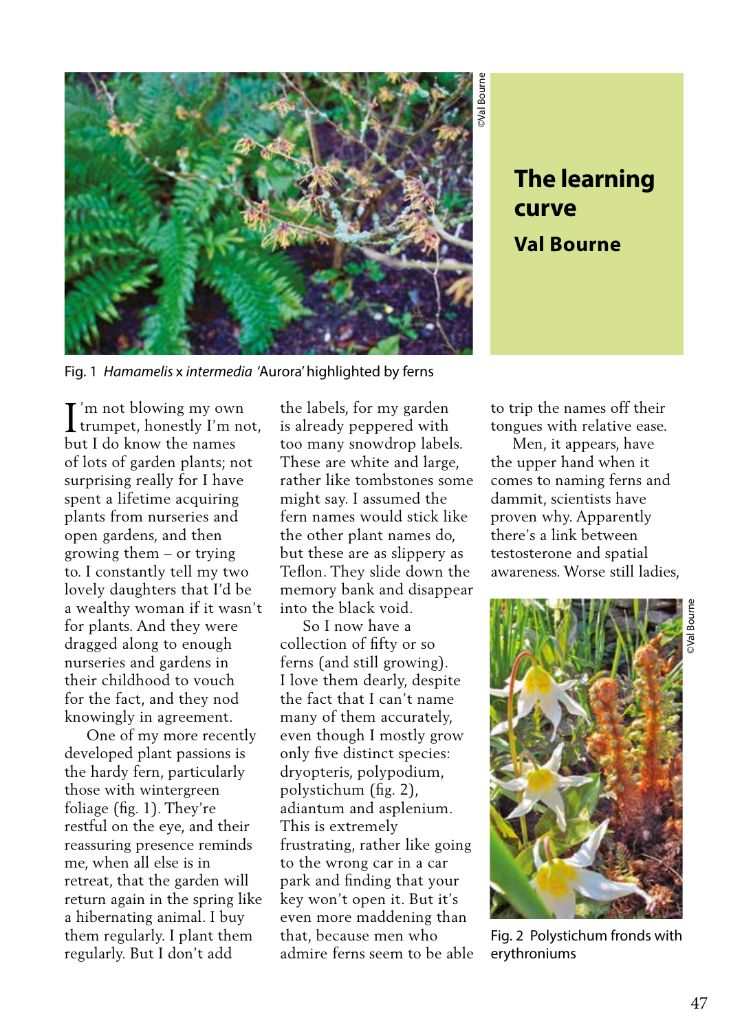Fig. 1 *Hamamelis* x *intermedia* 'Aurora' highlighted by ferns

# The learning curve

## Val Bourne

I'm not blowing my own trumpet, honestly I'm not, but I do know the names of lots of garden plants; not surprising really for I have spent a lifetime acquiring plants from nurseries and open gardens, and then growing them – or trying to. I constantly tell my two lovely daughters that I'd be a wealthy woman if it wasn't for plants. And they were dragged along to enough nurseries and gardens in their childhood to vouch for the fact, and they nod knowingly in agreement.

One of my more recently developed plant passions is the hardy fern, particularly those with wintergreen foliage (fig. 1). They're restful on the eye, and their reassuring presence reminds me, when all else is in retreat, that the garden will return again in the spring like a hibernating animal. I buy them regularly. I plant them regularly. But I don't add the labels, for my garden is already peppered with too many snowdrop labels. These are white and large, rather like tombstones some might say. I assumed the fern names would stick like the other plant names do, but these are as slippery as Teflon. They slide down the memory bank and disappear into the black void.

So I now have a collection of fifty or so ferns (and still growing). I love them dearly, despite the fact that I can't name many of them accurately, even though I mostly grow only five distinct species: dryopteris, polypodium, polystichum (fig. 2), adiantum and asplenium. This is extremely frustrating, rather like going to the wrong car in a car park and finding that your key won't open it. But it's even more maddening than that, because men who admire ferns seem to be able to trip the names off their tongues with relative ease.

Men, it appears, have the upper hand when it comes to naming ferns and dammit, scientists have proven why. Apparently there's a link between testosterone and spatial awareness. Worse still ladies,

Fig. 2 Polystichum fronds with erythroniums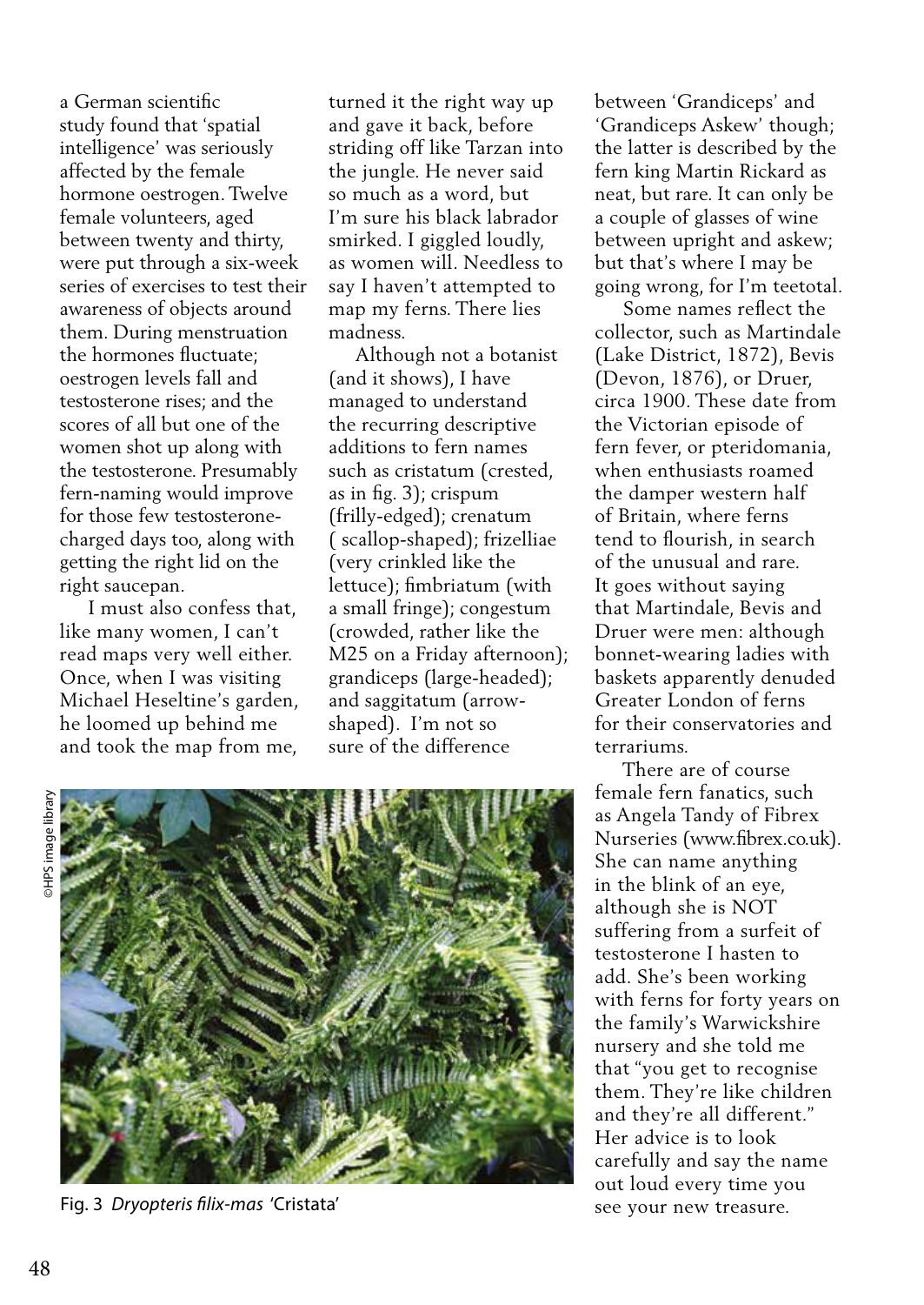a German scientific study found that 'spatial intelligence' was seriously affected by the female hormone oestrogen. Twelve female volunteers, aged between twenty and thirty, were put through a six-week series of exercises to test their awareness of objects around them. During menstruation the hormones fluctuate; oestrogen levels fall and testosterone rises; and the scores of all but one of the women shot up along with the testosterone. Presumably fern-naming would improve for those few testosterone-charged days too, along with getting the right lid on the right saucepan.

I must also confess that, like many women, I can't read maps very well either. Once, when I was visiting Michael Heseltine's garden, he loomed up behind me and took the map from me, turned it the right way up and gave it back, before striding off like Tarzan into the jungle. He never said so much as a word, but I'm sure his black labrador smirked. I giggled loudly, as women will. Needless to say I haven't attempted to map my ferns. There lies madness.

Although not a botanist (and it shows), I have managed to understand the recurring descriptive additions to fern names such as cristatum (crested, as in fig. 3); crispum (frilly-edged); crenatum ( scallop-shaped); frizelliae (very crinkled like the lettuce); fimbriatum (with a small fringe); congestum (crowded, rather like the M25 on a Friday afternoon); grandiceps (large-headed); and saggitatum (arrow-shaped). I'm not so sure of the difference between 'Grandiceps' and 'Grandiceps Askew' though; the latter is described by the fern king Martin Rickard as neat, but rare. It can only be a couple of glasses of wine between upright and askew; but that's where I may be going wrong, for I'm teetotal.

Some names reflect the collector, such as Martindale (Lake District, 1872), Bevis (Devon, 1876), or Druer, circa 1900. These date from the Victorian episode of fern fever, or pteridomania, when enthusiasts roamed the damper western half of Britain, where ferns tend to flourish, in search of the unusual and rare. It goes without saying that Martindale, Bevis and Druer were men: although bonnet-wearing ladies with baskets apparently denuded Greater London of ferns for their conservatories and terrariums.

There are of course female fern fanatics, such as Angela Tandy of Fibrex Nurseries (www.fibrex.co.uk). She can name anything in the blink of an eye, although she is NOT suffering from a surfeit of testosterone I hasten to add. She's been working with ferns for forty years on the family's Warwickshire nursery and she told me that "you get to recognise them. They're like children and they're all different." Her advice is to look carefully and say the name out loud every time you see your new treasure.

©HPS image library

Fig. 3 *Dryopteris filix-mas* 'Cristata'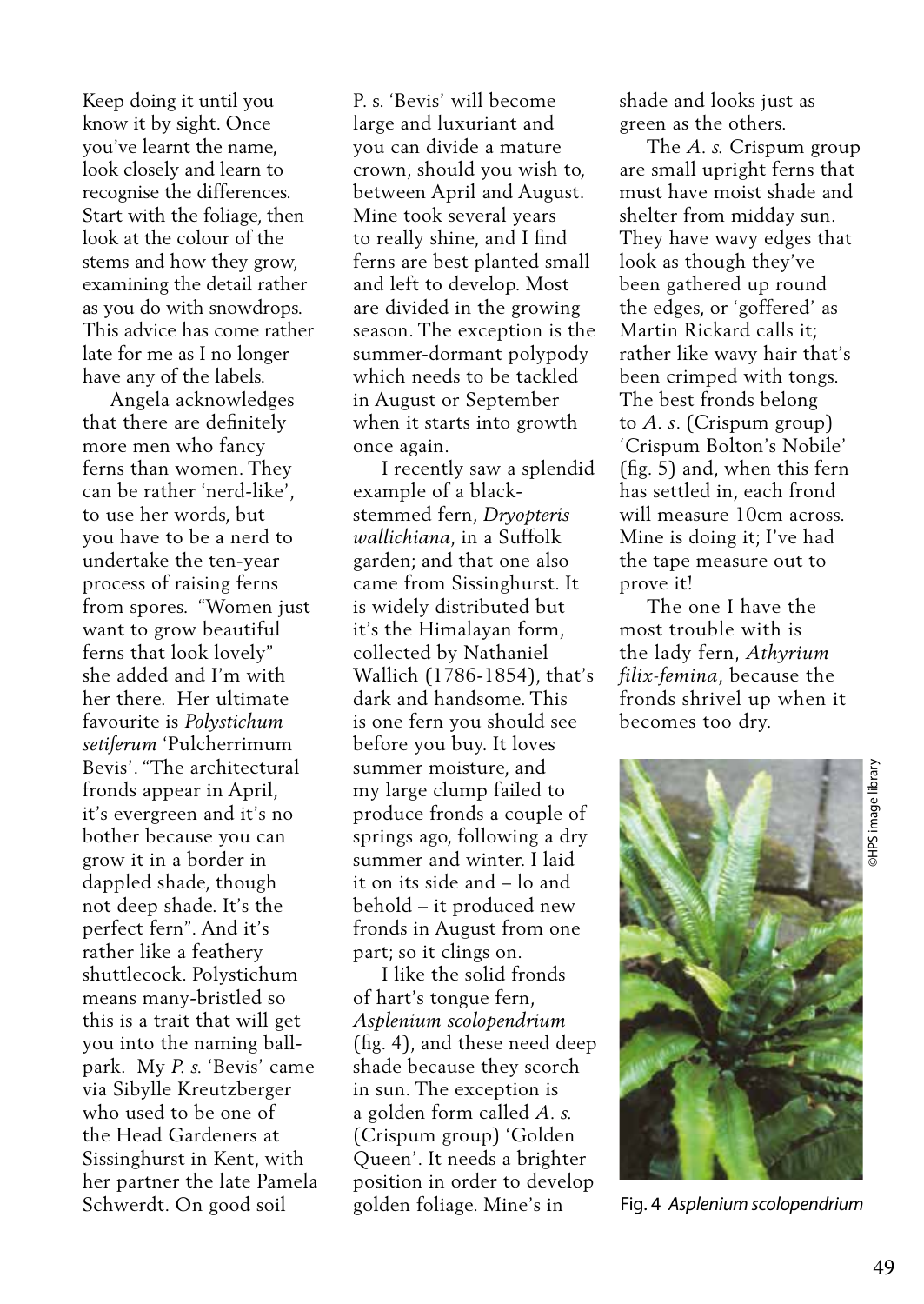Keep doing it until you know it by sight. Once you've learnt the name, look closely and learn to recognise the differences. Start with the foliage, then look at the colour of the stems and how they grow, examining the detail rather as you do with snowdrops. This advice has come rather late for me as I no longer have any of the labels.

Angela acknowledges that there are definitely more men who fancy ferns than women. They can be rather 'nerd-like', to use her words, but you have to be a nerd to undertake the ten-year process of raising ferns from spores. "Women just want to grow beautiful ferns that look lovely" she added and I'm with her there. Her ultimate favourite is *Polystichum setiferum* 'Pulcherrimum Bevis'. "The architectural fronds appear in April, it's evergreen and it's no bother because you can grow it in a border in dappled shade, though not deep shade. It's the perfect fern". And it's rather like a feathery shuttlecock. Polystichum means many-bristled so this is a trait that will get you into the naming ball-park. My *P. s.* 'Bevis' came via Sibylle Kreutzberger who used to be one of the Head Gardeners at Sissinghurst in Kent, with her partner the late Pamela Schwerdt. On good soil *P. s.* 'Bevis' will become large and luxuriant and you can divide a mature crown, should you wish to, between April and August. Mine took several years to really shine, and I find ferns are best planted small and left to develop. Most are divided in the growing season. The exception is the summer-dormant polypody which needs to be tackled in August or September when it starts into growth once again.

I recently saw a splendid example of a black-stemmed fern, *Dryopteris wallichiana*, in a Suffolk garden; and that one also came from Sissinghurst. It is widely distributed but it's the Himalayan form, collected by Nathaniel Wallich (1786-1854), that's dark and handsome. This is one fern you should see before you buy. It loves summer moisture, and my large clump failed to produce fronds a couple of springs ago, following a dry summer and winter. I laid it on its side and – lo and behold – it produced new fronds in August from one part; so it clings on.

I like the solid fronds of hart's tongue fern, *Asplenium scolopendrium* (fig. 4), and these need deep shade because they scorch in sun. The exception is a golden form called *A. s.* (Crispum group) 'Golden Queen'. It needs a brighter position in order to develop golden foliage. Mine's in shade and looks just as green as the others.

The *A. s.* Crispum group are small upright ferns that must have moist shade and shelter from midday sun. They have wavy edges that look as though they've been gathered up round the edges, or 'goffered' as Martin Rickard calls it; rather like wavy hair that's been crimped with tongs. The best fronds belong to *A. s.* (Crispum group) 'Crispum Bolton's Nobile' (fig. 5) and, when this fern has settled in, each frond will measure 10cm across. Mine is doing it; I've had the tape measure out to prove it!

The one I have the most trouble with is the lady fern, *Athyrium filix-femina*, because the fronds shrivel up when it becomes too dry.

©HPS image library

Fig. 4 *Asplenium scolopendrium*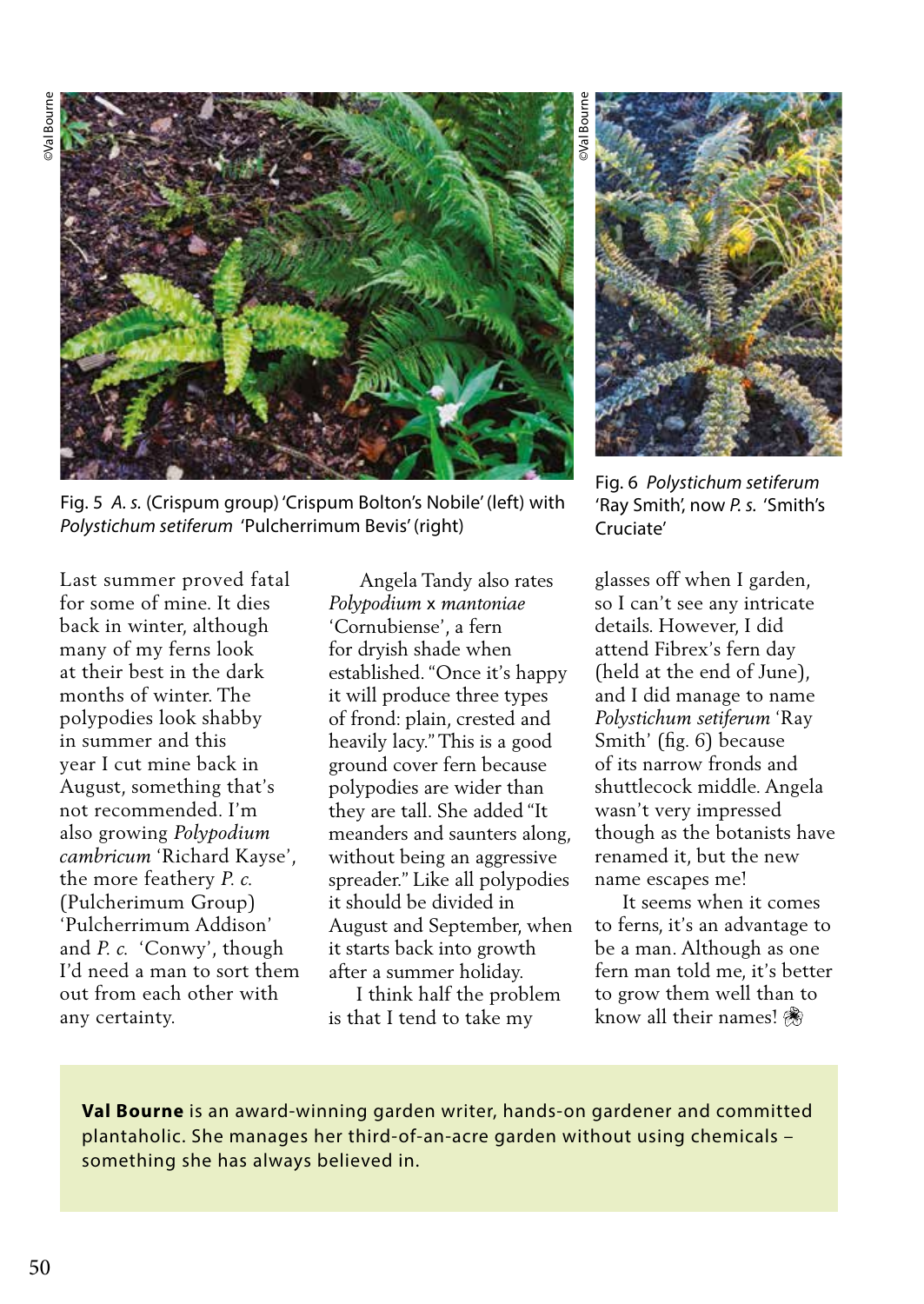Fig. 5 *A. s.* (Crispum group) 'Crispum Bolton's Nobile' (left) with *Polystichum setiferum* 'Pulcherrimum Bevis' (right)

Fig. 6 *Polystichum setiferum* 'Ray Smith', now *P. s.* 'Smith's Cruciate'

Last summer proved fatal for some of mine. It dies back in winter, although many of my ferns look at their best in the dark months of winter. The polypodies look shabby in summer and this year I cut mine back in August, something that's not recommended. I'm also growing *Polypodium cambricum* 'Richard Kayse', the more feathery *P. c.* (Pulcherimum Group) 'Pulcherrimum Addison' and *P. c.* 'Conwy', though I'd need a man to sort them out from each other with any certainty.

Angela Tandy also rates *Polypodium* x *mantoniae* 'Cornubiense', a fern for dryish shade when established. "Once it's happy it will produce three types of frond: plain, crested and heavily lacy." This is a good ground cover fern because polypodies are wider than they are tall. She added "It meanders and saunters along, without being an aggressive spreader." Like all polypodies it should be divided in August and September, when it starts back into growth after a summer holiday.

I think half the problem is that I tend to take my glasses off when I garden, so I can't see any intricate details. However, I did attend Fibrex's fern day (held at the end of June), and I did manage to name *Polystichum setiferum* 'Ray Smith' (fig. 6) because of its narrow fronds and shuttlecock middle. Angela wasn't very impressed though as the botanists have renamed it, but the new name escapes me!

It seems when it comes to ferns, it's an advantage to be a man. Although as one fern man told me, it's better to grow them well than to know all their names!

**Val Bourne** is an award-winning garden writer, hands-on gardener and committed plantaholic. She manages her third-of-an-acre garden without using chemicals – something she has always believed in.